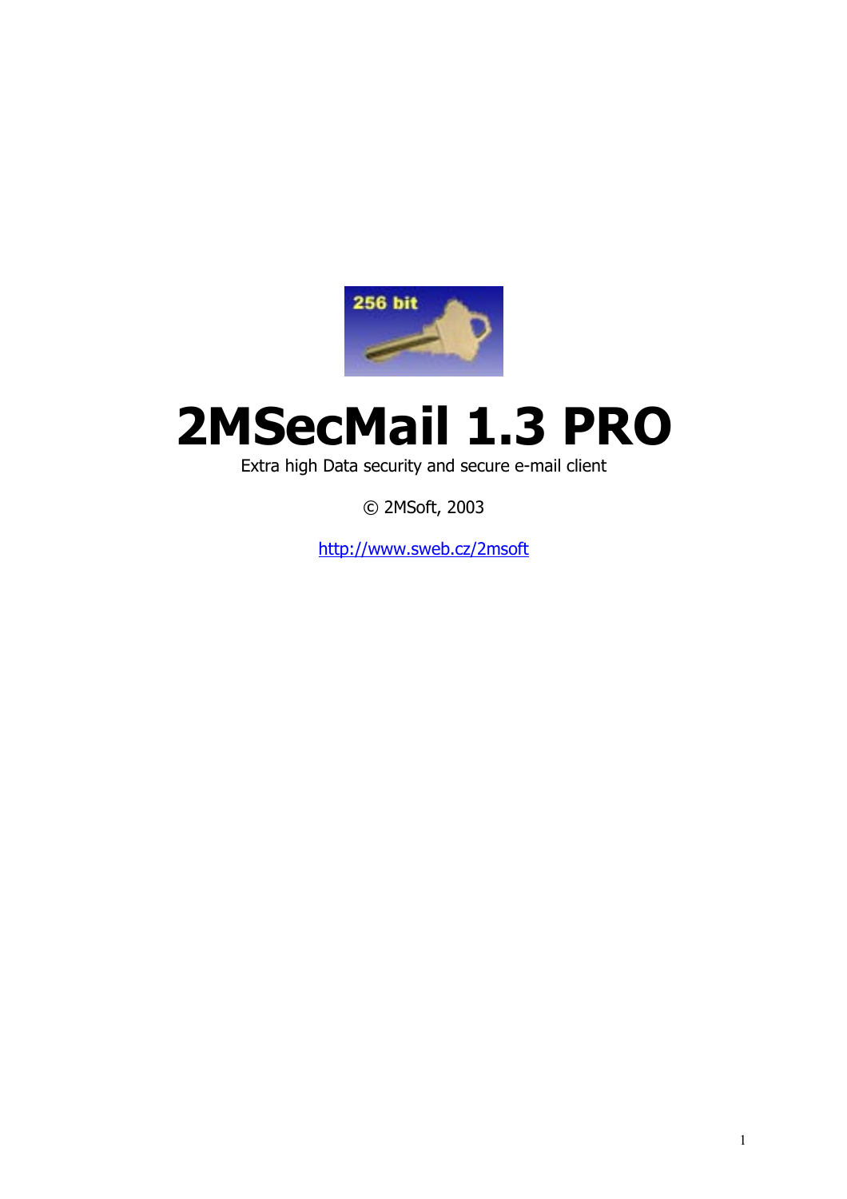# 2MSecMail 1.3 PRO

Extra high Data security and secure e-mail client

© 2MSoft, 2003

http://www.sweb.cz/2msoft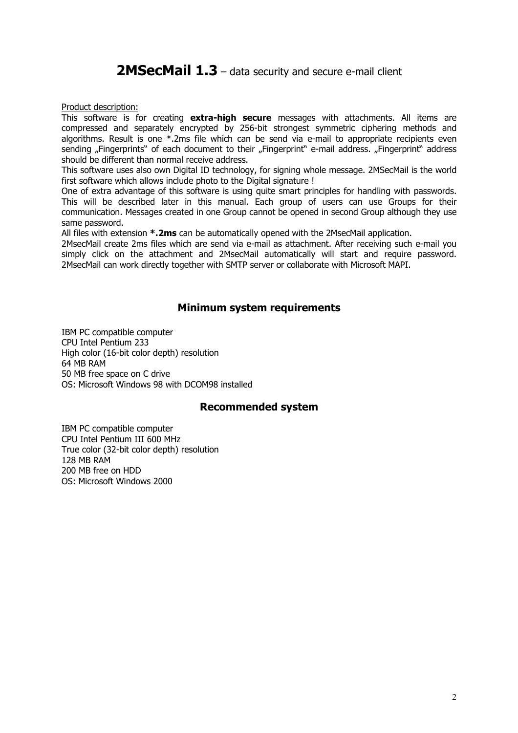# **2MSecMail 1.3** – data security and secure e-mail client

Product description:

This software is for creating **extra-high secure** messages with attachments. All items are compressed and separately encrypted by 256-bit strongest symmetric ciphering methods and algorithms. Result is one *.2ms file which can be send via e-mail to appropriate recipients even sending „Fingerprints" of each document to their „Fingerprint" e-mail address. „Fingerprint" address should be different than normal receive address.

This software uses also own Digital ID technology, for signing whole message. 2MSecMail is the world first software which allows include photo to the Digital signature !

One of extra advantage of this software is using quite smart principles for handling with passwords. This will be described later in this manual. Each group of users can use Groups for their communication. Messages created in one Group cannot be opened in second Group although they use same password.

All files with extension ***.2ms** can be automatically opened with the 2MsecMail application.

2MsecMail create 2ms files which are send via e-mail as attachment. After receiving such e-mail you simply click on the attachment and 2MsecMail automatically will start and require password. 2MsecMail can work directly together with SMTP server or collaborate with Microsoft MAPI.

## Minimum system requirements

IBM PC compatible computer
CPU Intel Pentium 233
High color (16-bit color depth) resolution
64 MB RAM
50 MB free space on C drive
OS: Microsoft Windows 98 with DCOM98 installed

## Recommended system

IBM PC compatible computer
CPU Intel Pentium III 600 MHz
True color (32-bit color depth) resolution
128 MB RAM
200 MB free on HDD
OS: Microsoft Windows 2000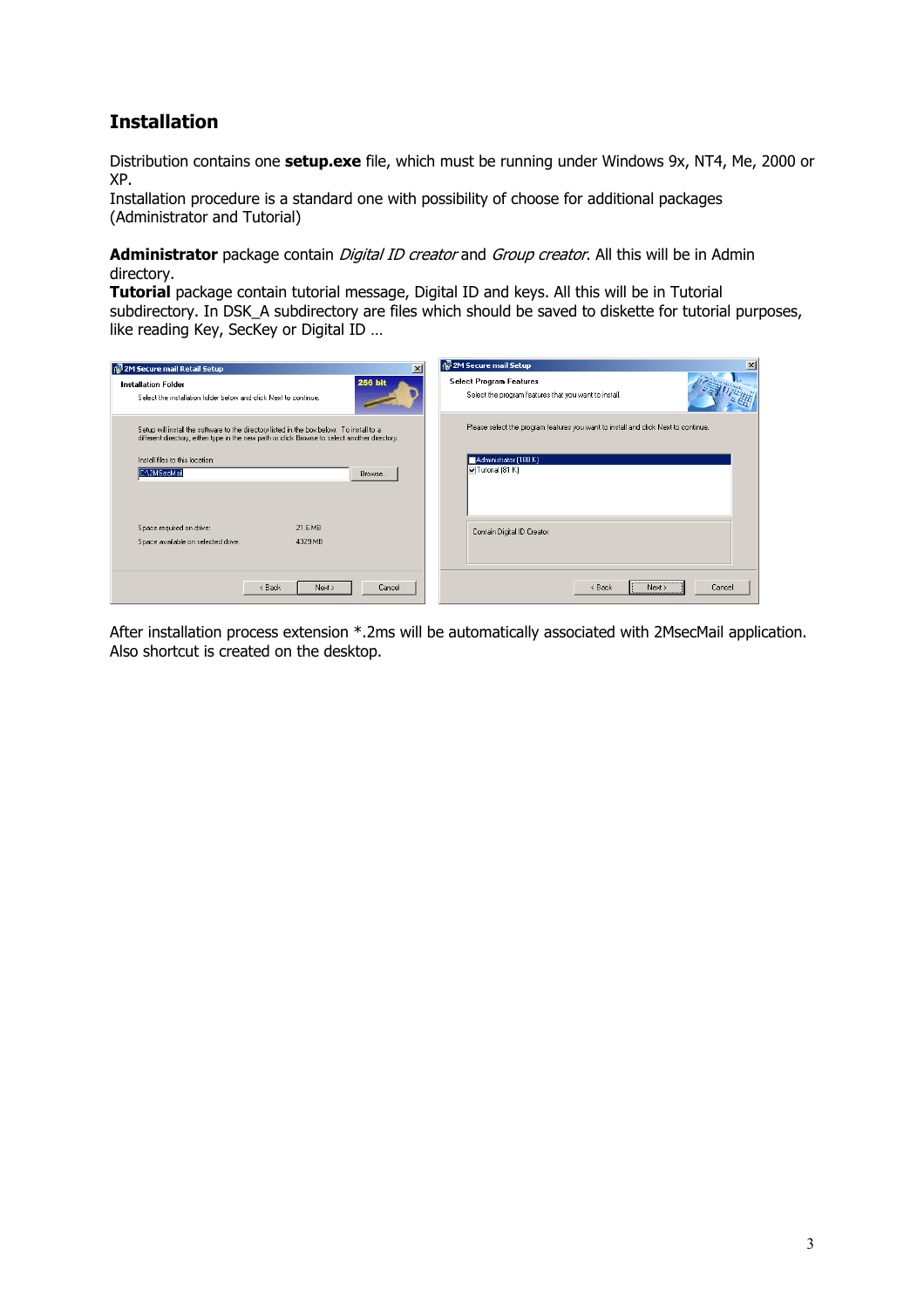## Installation

Distribution contains one **setup.exe** file, which must be running under Windows 9x, NT4, Me, 2000 or XP.
Installation procedure is a standard one with possibility of choose for additional packages (Administrator and Tutorial)

**Administrator** package contain *Digital ID creator* and *Group creator*. All this will be in Admin directory.
**Tutorial** package contain tutorial message, Digital ID and keys. All this will be in Tutorial subdirectory. In DSK_A subdirectory are files which should be saved to diskette for tutorial purposes, like reading Key, SecKey or Digital ID …

After installation process extension *.2ms will be automatically associated with 2MsecMail application. Also shortcut is created on the desktop.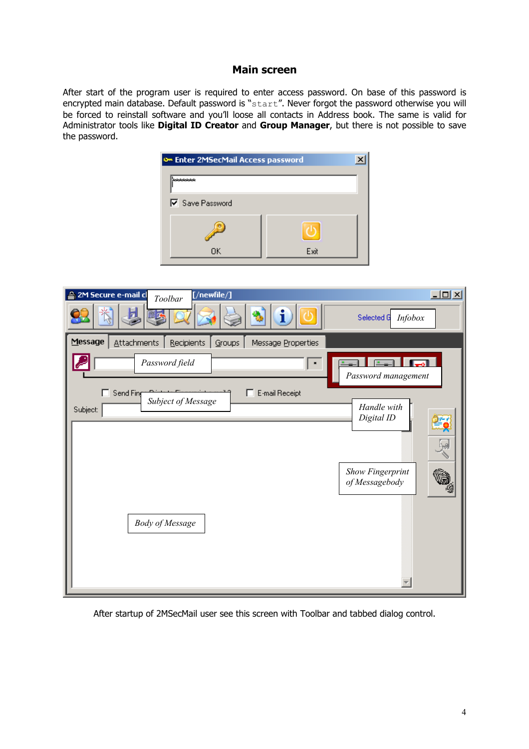## Main screen

After start of the program user is required to enter access password. On base of this password is encrypted main database. Default password is "start". Never forgot the password otherwise you will be forced to reinstall software and you'll loose all contacts in Address book. The same is valid for Administrator tools like **Digital ID Creator** and **Group Manager**, but there is not possible to save the password.

After startup of 2MSecMail user see this screen with Toolbar and tabbed dialog control.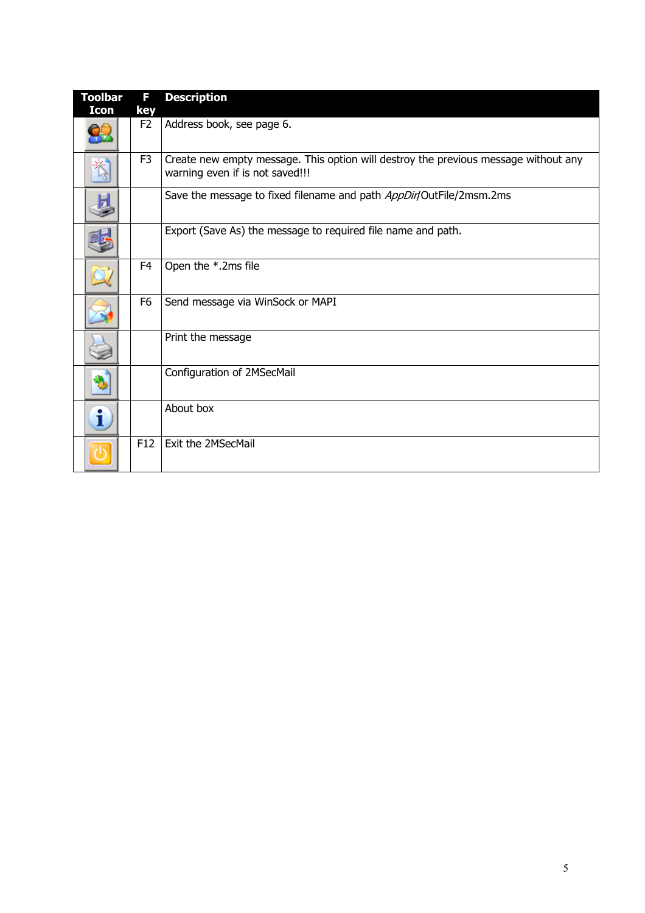| Toolbar Icon | F key | Description |
|---|---|---|
| | F2 | Address book, see page 6. |
| | F3 | Create new empty message. This option will destroy the previous message without any warning even if is not saved!!! |
| | | Save the message to fixed filename and path *AppDir*/OutFile/2msm.2ms |
| | | Export (Save As) the message to required file name and path. |
| | F4 | Open the *.2ms file |
| | F6 | Send message via WinSock or MAPI |
| | | Print the message |
| | | Configuration of 2MSecMail |
| | | About box |
| | F12 | Exit the 2MSecMail |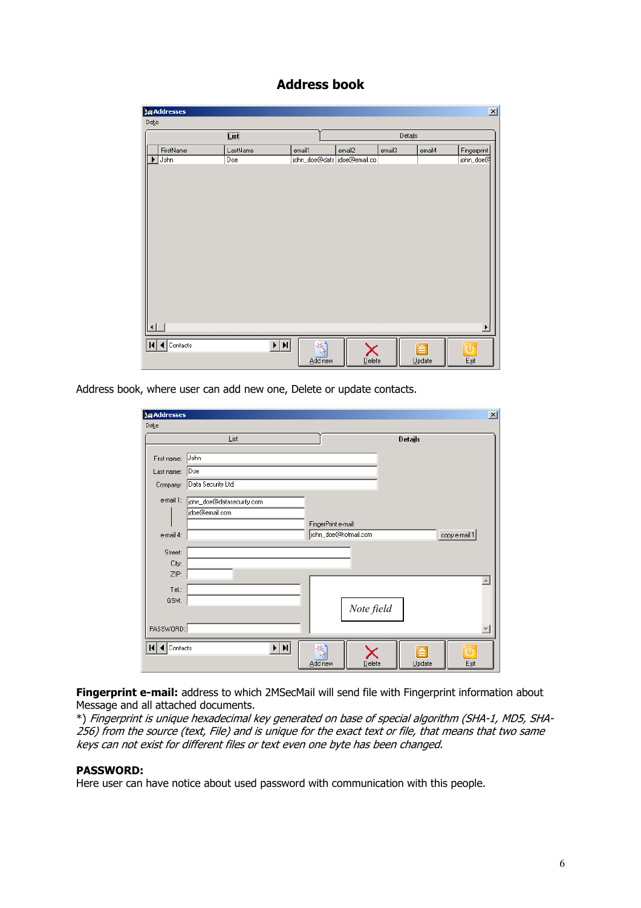## Address book

Address book, where user can add new one, Delete or update contacts.

**Fingerprint e-mail:** address to which 2MSecMail will send file with Fingerprint information about Message and all attached documents.
*) *Fingerprint is unique hexadecimal key generated on base of special algorithm (SHA-1, MD5, SHA-256) from the source (text, File) and is unique for the exact text or file, that means that two same keys can not exist for different files or text even one byte has been changed.*

**PASSWORD:**
Here user can have notice about used password with communication with this people.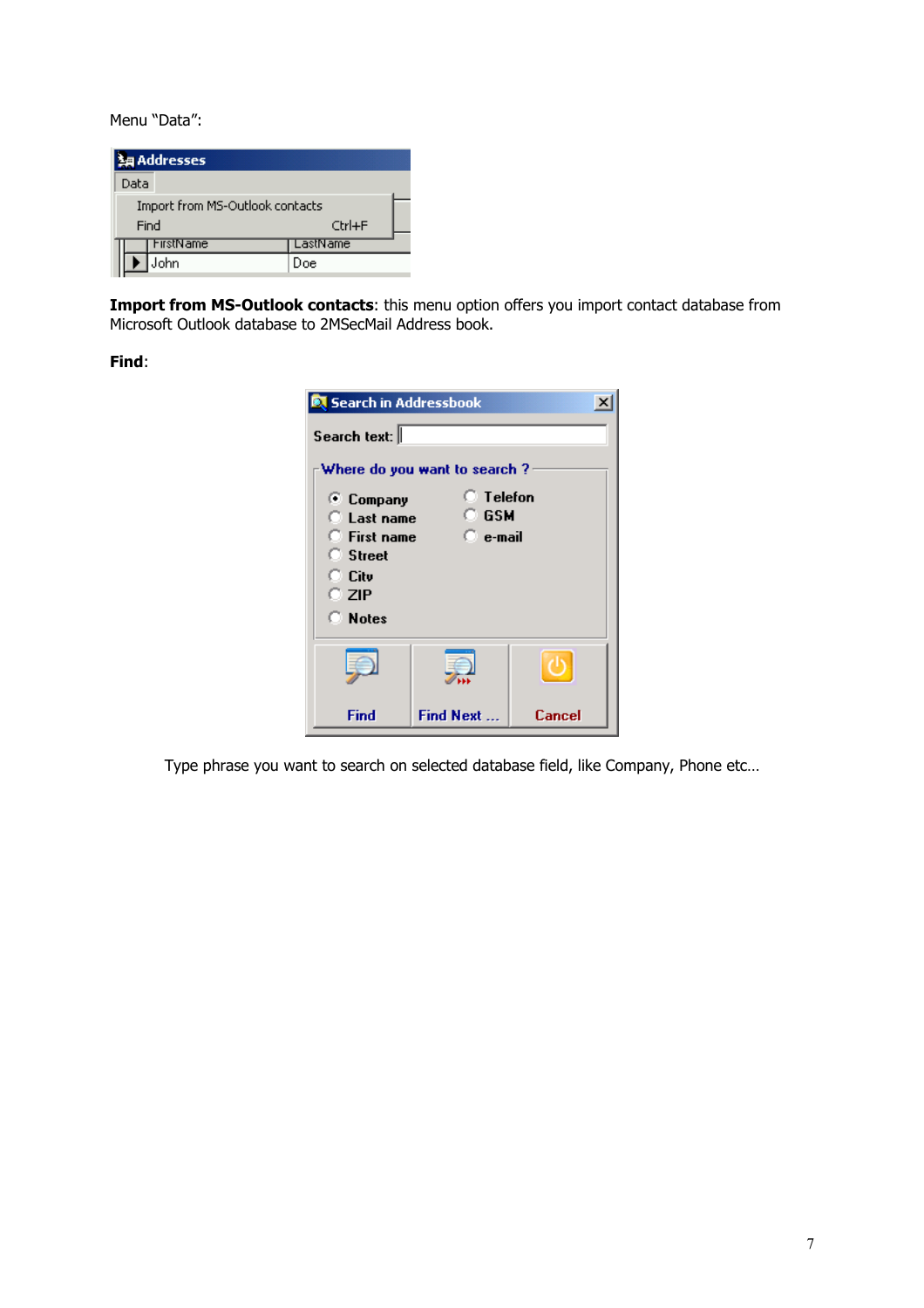Menu “Data”:

**Import from MS-Outlook contacts**: this menu option offers you import contact database from Microsoft Outlook database to 2MSecMail Address book.

**Find**:

Type phrase you want to search on selected database field, like Company, Phone etc…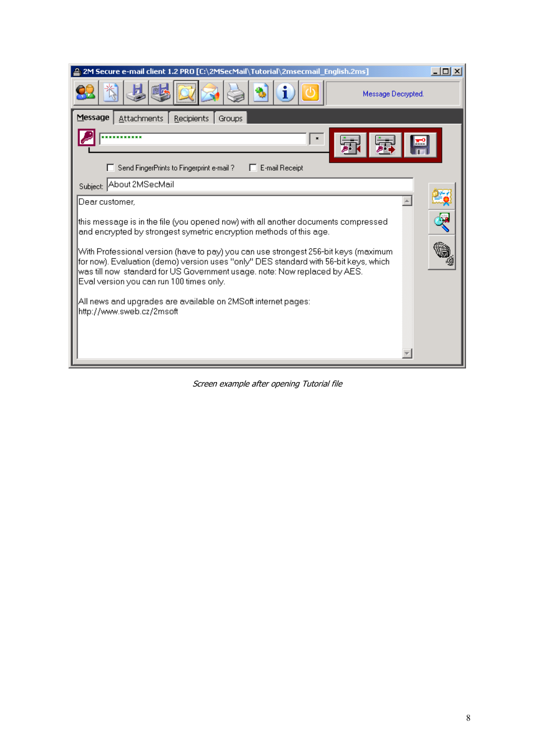2M Secure e-mail client 1.2 PRO [C:\2MSecMail\Tutorial\2msecmail_English.2ms]

Message Decrypted.

Message | Attachments | Recipients | Groups

Send FingerPrints to Fingerprint e-mail ? E-mail Receipt

Subject: About 2MSecMail

Dear customer,

this message is in the file (you opened now) with all another documents compressed and encrypted by strongest symetric encryption methods of this age.

With Professional version (have to pay) you can use strongest 256-bit keys (maximum for now). Evaluation (demo) version uses "only" DES standard with 56-bit keys, which was till now standard for US Government usage. note: Now replaced by AES.
Eval version you can run 100 times only.

All news and upgrades are available on 2MSoft internet pages:
http://www.sweb.cz/2msoft

*Screen example after opening Tutorial file*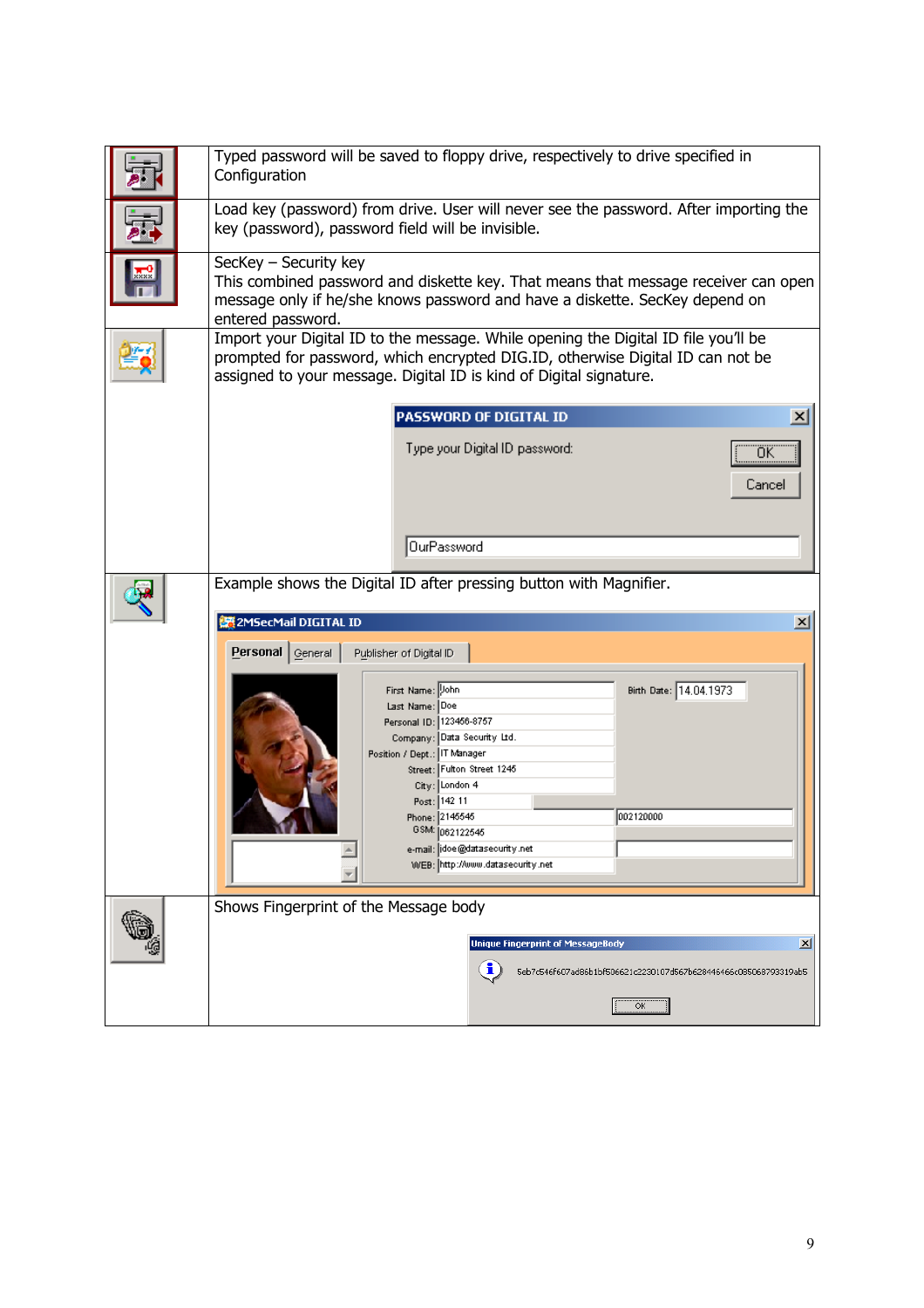| | |
|---|---|
| | Typed password will be saved to floppy drive, respectively to drive specified in Configuration |
| | Load key (password) from drive. User will never see the password. After importing the key (password), password field will be invisible. |
| | SecKey – Security key<br>This combined password and diskette key. That means that message receiver can open message only if he/she knows password and have a diskette. SecKey depend on entered password. |
| | Import your Digital ID to the message. While opening the Digital ID file you'll be prompted for password, which encrypted DIG.ID, otherwise Digital ID can not be assigned to your message. Digital ID is kind of Digital signature.<br><br>PASSWORD OF DIGITAL ID<br>Type your Digital ID password:<br>OK<br>Cancel<br>OurPassword |
| | Example shows the Digital ID after pressing button with Magnifier.<br><br>2MSecMail DIGITAL ID<br>Personal \| General \| Publisher of Digital ID<br>First Name: John<br>Last Name: Doe<br>Personal ID: 123456-8757<br>Company: Data Security Ltd.<br>Position / Dept.: IT Manager<br>Street: Fulton Street 1245<br>City: London 4<br>Post: 142 11<br>Phone: 2145545 002120000<br>GSM: 062122545<br>e-mail: jdoe@datasecurity.net<br>WEB: http://www.datasecurity.net<br>Birth Date: 14.04.1973 |
| | Shows Fingerprint of the Message body<br><br>Unique Fingerprint of MessageBody<br>5eb7c546f607ad86b1bf506621c2230107d567b628445466c085068793319ab5<br>OK |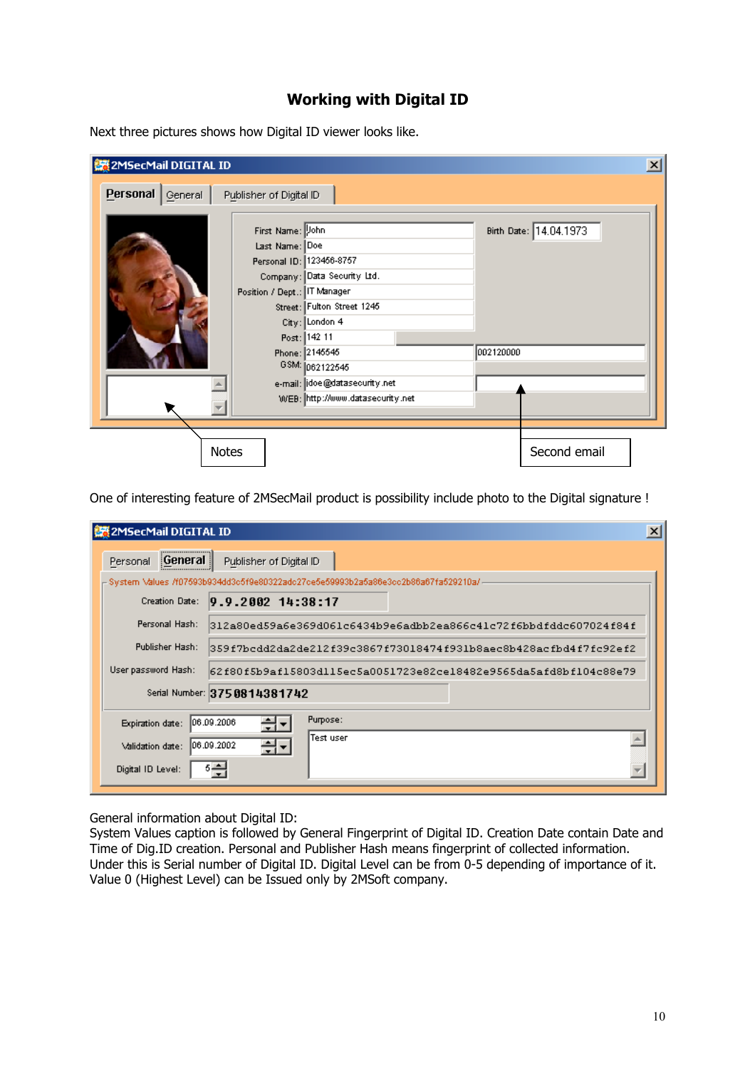## Working with Digital ID

Next three pictures shows how Digital ID viewer looks like.

One of interesting feature of 2MSecMail product is possibility include photo to the Digital signature !

General information about Digital ID:
System Values caption is followed by General Fingerprint of Digital ID. Creation Date contain Date and Time of Dig.ID creation. Personal and Publisher Hash means fingerprint of collected information. Under this is Serial number of Digital ID. Digital Level can be from 0-5 depending of importance of it. Value 0 (Highest Level) can be Issued only by 2MSoft company.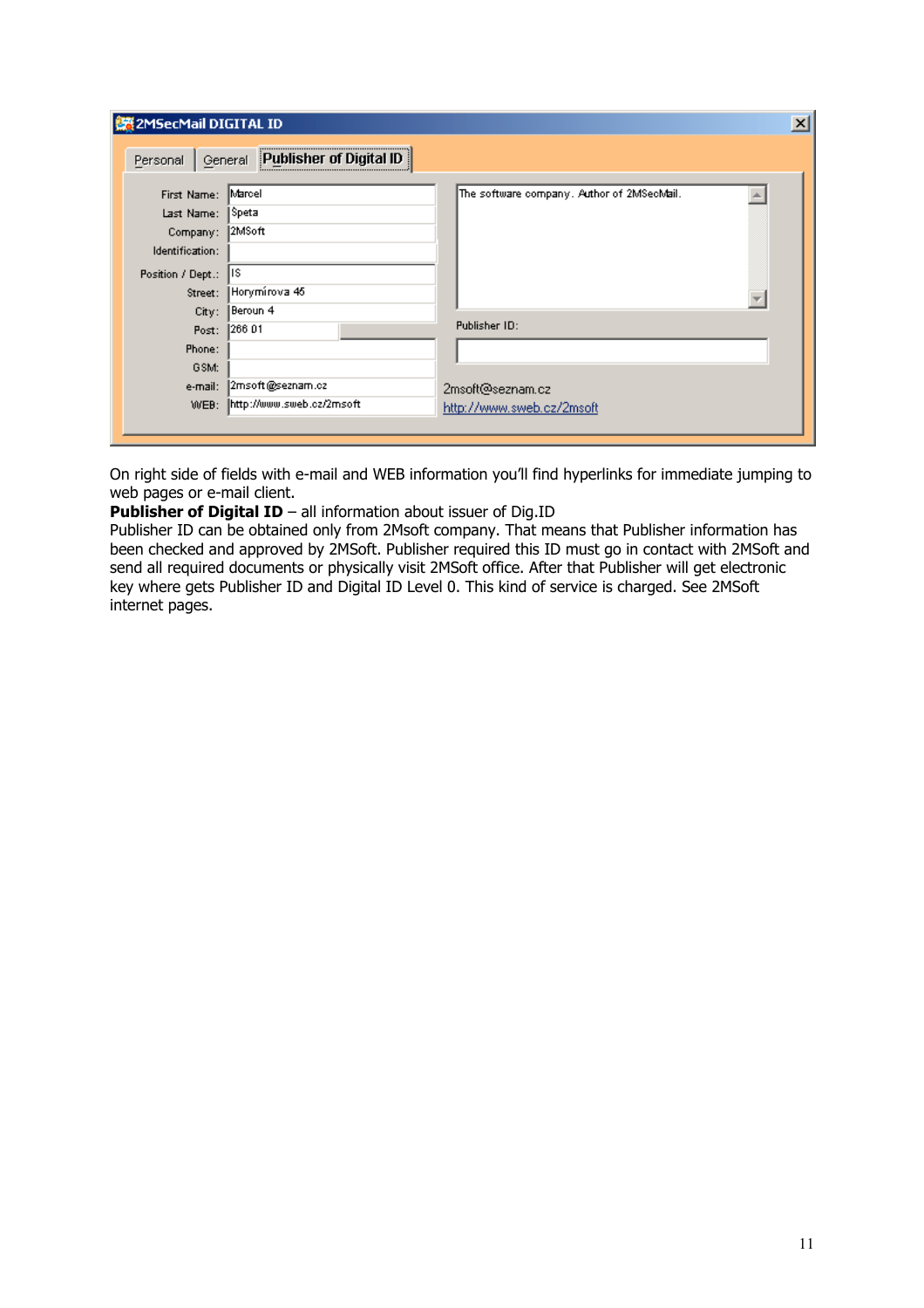On right side of fields with e-mail and WEB information you'll find hyperlinks for immediate jumping to web pages or e-mail client.

**Publisher of Digital ID** – all information about issuer of Dig.ID

Publisher ID can be obtained only from 2Msoft company. That means that Publisher information has been checked and approved by 2MSoft. Publisher required this ID must go in contact with 2MSoft and send all required documents or physically visit 2MSoft office. After that Publisher will get electronic key where gets Publisher ID and Digital ID Level 0. This kind of service is charged. See 2MSoft internet pages.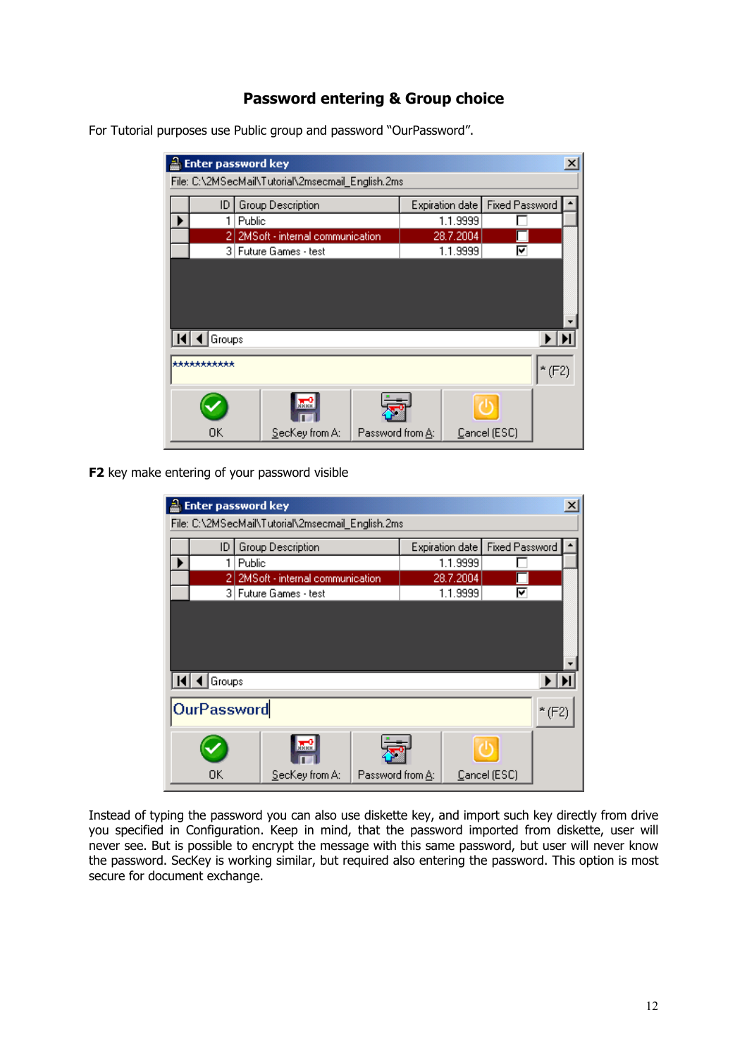## Password entering & Group choice

For Tutorial purposes use Public group and password "OurPassword".

**F2** key make entering of your password visible

Instead of typing the password you can also use diskette key, and import such key directly from drive you specified in Configuration. Keep in mind, that the password imported from diskette, user will never see. But is possible to encrypt the message with this same password, but user will never know the password. SecKey is working similar, but required also entering the password. This option is most secure for document exchange.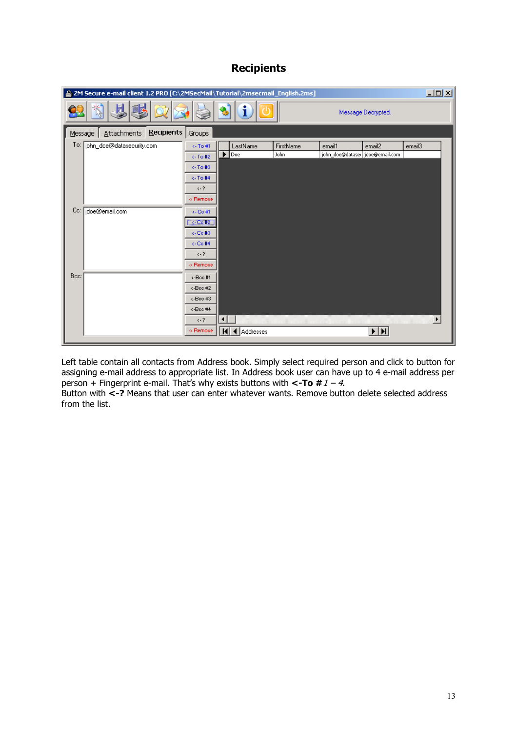## Recipients

Left table contain all contacts from Address book. Simply select required person and click to button for assigning e-mail address to appropriate list. In Address book user can have up to 4 e-mail address per person + Fingerprint e-mail. That's why exists buttons with **<-To #** *1 – 4*.
Button with **<-?** Means that user can enter whatever wants. Remove button delete selected address from the list.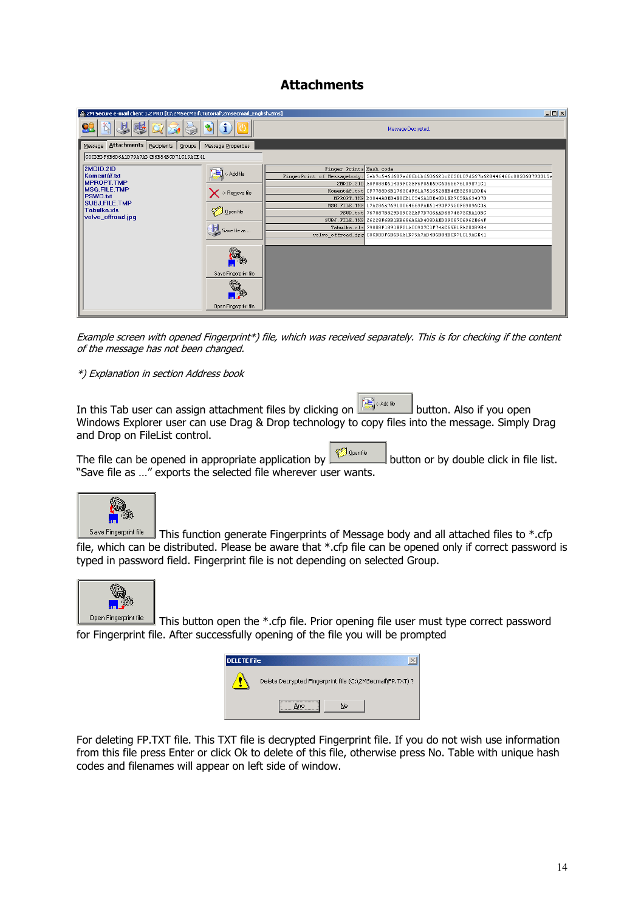# Attachments

*Example screen with opened Fingerprint\*) file, which was received separately. This is for checking if the content of the message has not been changed.*

*\*) Explanation in section Address book*

In this Tab user can assign attachment files by clicking on "Add file" button. Also if you open Windows Explorer user can use Drag & Drop technology to copy files into the message. Simply Drag and Drop on FileList control.

The file can be opened in appropriate application by "Open file" button or by double click in file list. "Save file as …" exports the selected file wherever user wants.

"Save Fingerprint file": This function generate Fingerprints of Message body and all attached files to *.cfp file, which can be distributed. Please be aware that *.cfp file can be opened only if correct password is typed in password field. Fingerprint file is not depending on selected Group.

"Open Fingerprint file": This button open the *.cfp file. Prior opening file user must type correct password for Fingerprint file. After successfully opening of the file you will be prompted

For deleting FP.TXT file. This TXT file is decrypted Fingerprint file. If you do not wish use information from this file press Enter or click Ok to delete of this file, otherwise press No. Table with unique hash codes and filenames will appear on left side of window.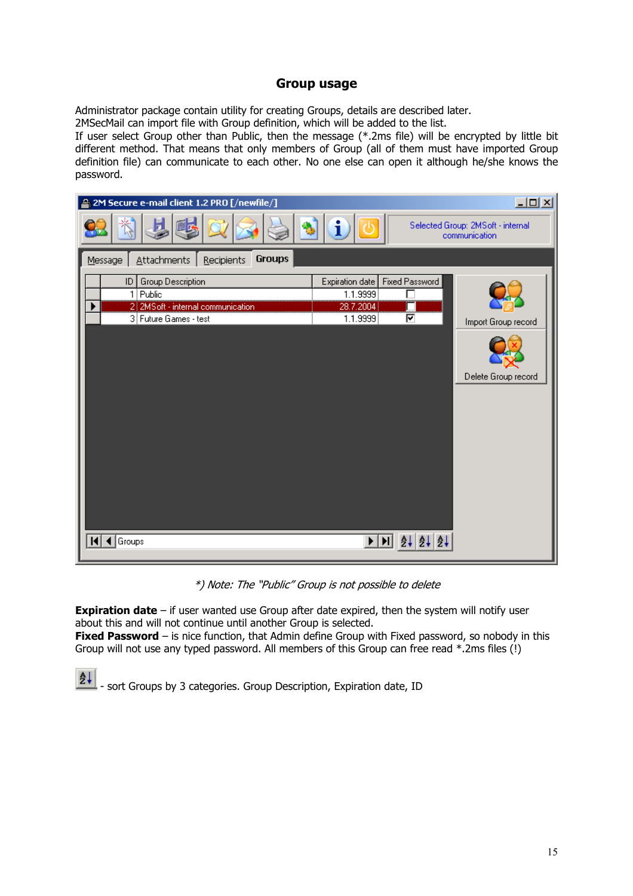# Group usage

Administrator package contain utility for creating Groups, details are described later.
2MSecMail can import file with Group definition, which will be added to the list.
If user select Group other than Public, then the message (*.2ms file) will be encrypted by little bit different method. That means that only members of Group (all of them must have imported Group definition file) can communicate to each other. No one else can open it although he/she knows the password.

*) Note: The "Public" Group is not possible to delete

**Expiration date** – if user wanted use Group after date expired, then the system will notify user about this and will not continue until another Group is selected.
**Fixed Password** – is nice function, that Admin define Group with Fixed password, so nobody in this Group will not use any typed password. All members of this Group can free read *.2ms files (!)

- sort Groups by 3 categories. Group Description, Expiration date, ID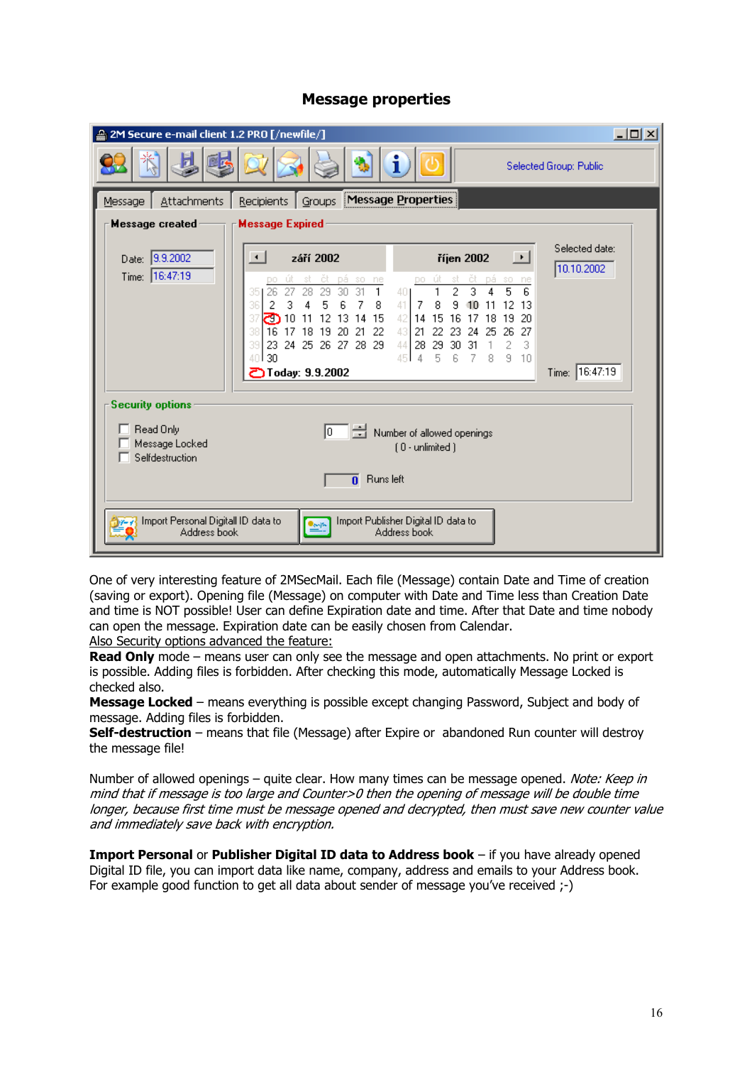# Message properties

One of very interesting feature of 2MSecMail. Each file (Message) contain Date and Time of creation (saving or export). Opening file (Message) on computer with Date and Time less than Creation Date and time is NOT possible! User can define Expiration date and time. After that Date and time nobody can open the message. Expiration date can be easily chosen from Calendar.

Also Security options advanced the feature:

**Read Only** mode – means user can only see the message and open attachments. No print or export is possible. Adding files is forbidden. After checking this mode, automatically Message Locked is checked also.

**Message Locked** – means everything is possible except changing Password, Subject and body of message. Adding files is forbidden.

**Self-destruction** – means that file (Message) after Expire or abandoned Run counter will destroy the message file!

Number of allowed openings – quite clear. How many times can be message opened. *Note: Keep in mind that if message is too large and Counter>0 then the opening of message will be double time longer, because first time must be message opened and decrypted, then must save new counter value and immediately save back with encryption.*

**Import Personal** or **Publisher Digital ID data to Address book** – if you have already opened Digital ID file, you can import data like name, company, address and emails to your Address book. For example good function to get all data about sender of message you've received ;-)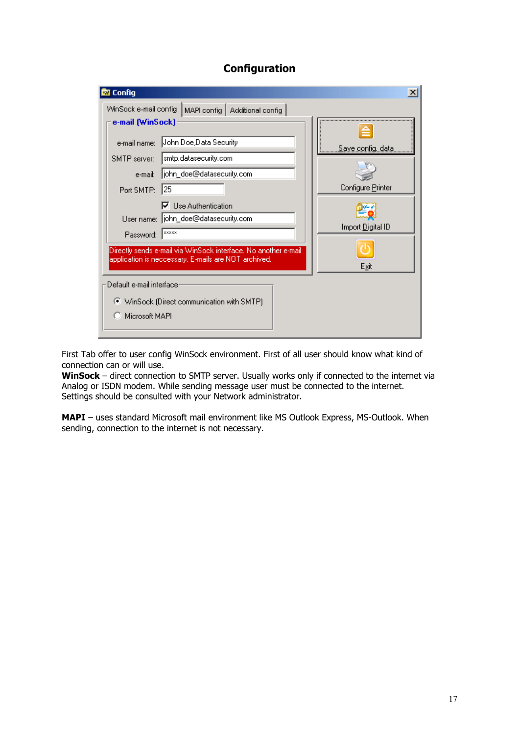# Configuration

First Tab offer to user config WinSock environment. First of all user should know what kind of connection can or will use.

**WinSock** – direct connection to SMTP server. Usually works only if connected to the internet via Analog or ISDN modem. While sending message user must be connected to the internet. Settings should be consulted with your Network administrator.

**MAPI** – uses standard Microsoft mail environment like MS Outlook Express, MS-Outlook. When sending, connection to the internet is not necessary.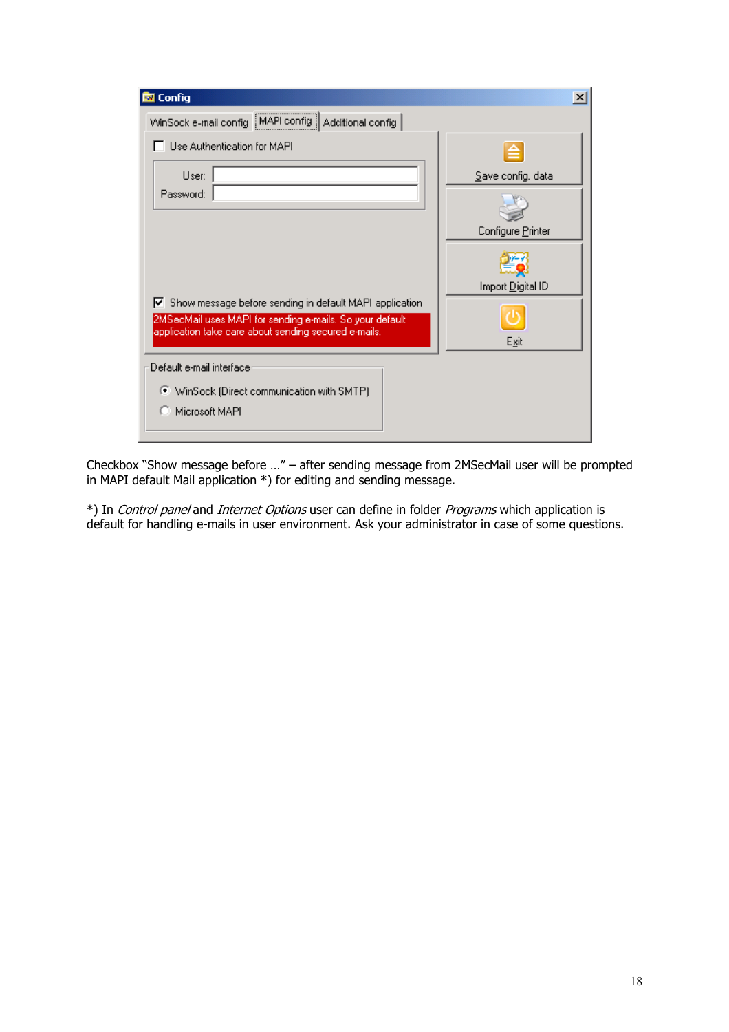Checkbox "Show message before …" – after sending message from 2MSecMail user will be prompted in MAPI default Mail application *) for editing and sending message.

*) In *Control panel* and *Internet Options* user can define in folder *Programs* which application is default for handling e-mails in user environment. Ask your administrator in case of some questions.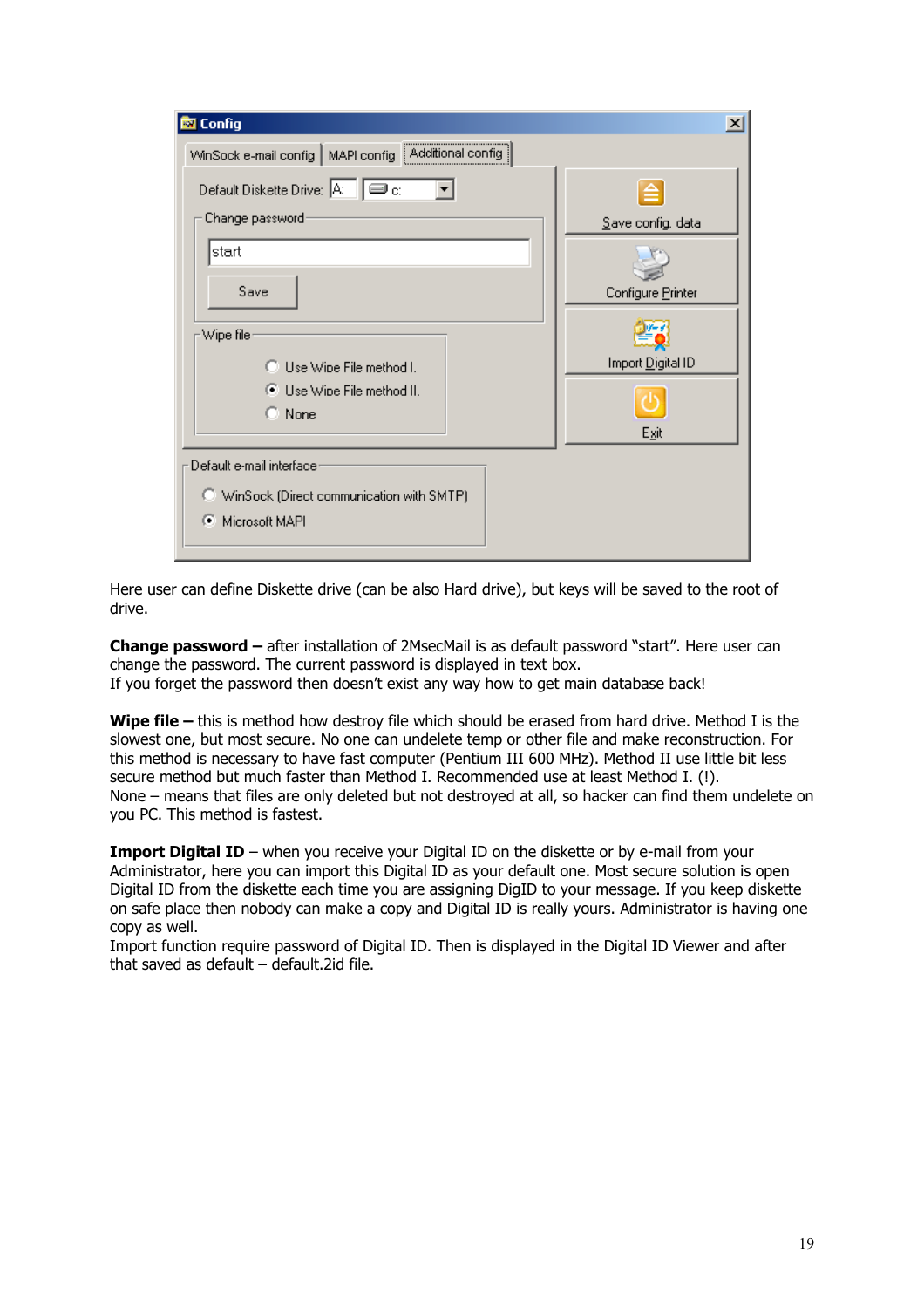Here user can define Diskette drive (can be also Hard drive), but keys will be saved to the root of drive.

**Change password –** after installation of 2MsecMail is as default password "start". Here user can change the password. The current password is displayed in text box.
If you forget the password then doesn't exist any way how to get main database back!

**Wipe file –** this is method how destroy file which should be erased from hard drive. Method I is the slowest one, but most secure. No one can undelete temp or other file and make reconstruction. For this method is necessary to have fast computer (Pentium III 600 MHz). Method II use little bit less secure method but much faster than Method I. Recommended use at least Method I. (!).
None – means that files are only deleted but not destroyed at all, so hacker can find them undelete on you PC. This method is fastest.

**Import Digital ID** – when you receive your Digital ID on the diskette or by e-mail from your Administrator, here you can import this Digital ID as your default one. Most secure solution is open Digital ID from the diskette each time you are assigning DigID to your message. If you keep diskette on safe place then nobody can make a copy and Digital ID is really yours. Administrator is having one copy as well.
Import function require password of Digital ID. Then is displayed in the Digital ID Viewer and after that saved as default – default.2id file.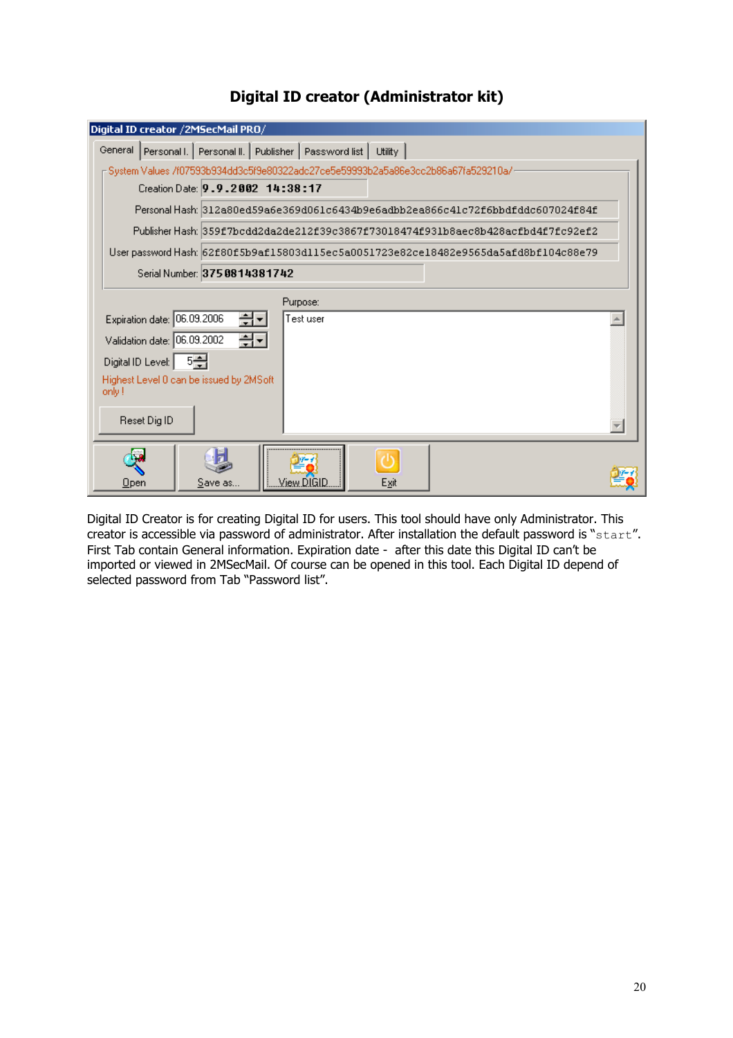# Digital ID creator (Administrator kit)

Digital ID Creator is for creating Digital ID for users. This tool should have only Administrator. This creator is accessible via password of administrator. After installation the default password is "`start`". First Tab contain General information. Expiration date - after this date this Digital ID can't be imported or viewed in 2MSecMail. Of course can be opened in this tool. Each Digital ID depend of selected password from Tab "Password list".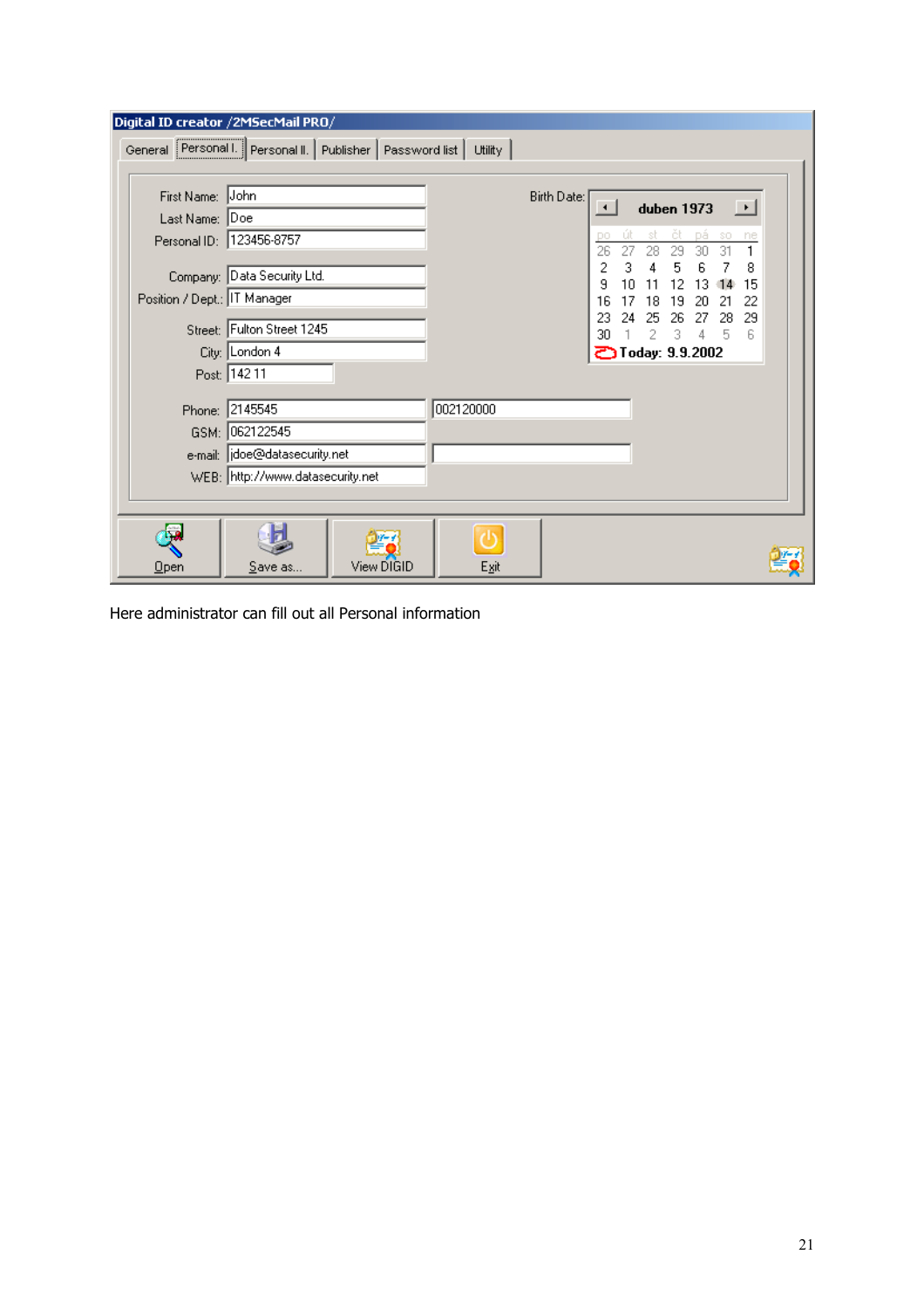**Digital ID creator /2MSecMail PRO/**

General | Personal I. | Personal II. | Publisher | Password list | Utility

| Field | Value |
|---|---|
| First Name: | John |
| Last Name: | Doe |
| Personal ID: | 123456-8757 |
| Company: | Data Security Ltd. |
| Position / Dept.: | IT Manager |
| Street: | Fulton Street 1245 |
| City: | London 4 |
| Post: | 142 11 |
| Phone: | 2145545 / 002120000 |
| GSM: | 062122545 |
| e-mail: | jdoe@datasecurity.net |
| WEB: | http://www.datasecurity.net |

Birth Date: duben 1973

| po | út | st | čt | pá | so | ne |
|---|---|---|---|---|---|---|
| 26 | 27 | 28 | 29 | 30 | 31 | 1 |
| 2 | 3 | 4 | 5 | 6 | 7 | 8 |
| 9 | 10 | 11 | 12 | 13 | 14 | 15 |
| 16 | 17 | 18 | 19 | 20 | 21 | 22 |
| 23 | 24 | 25 | 26 | 27 | 28 | 29 |
| 30 | 1 | 2 | 3 | 4 | 5 | 6 |

Today: 9.9.2002

Open | Save as... | View DIGID | Exit

Here administrator can fill out all Personal information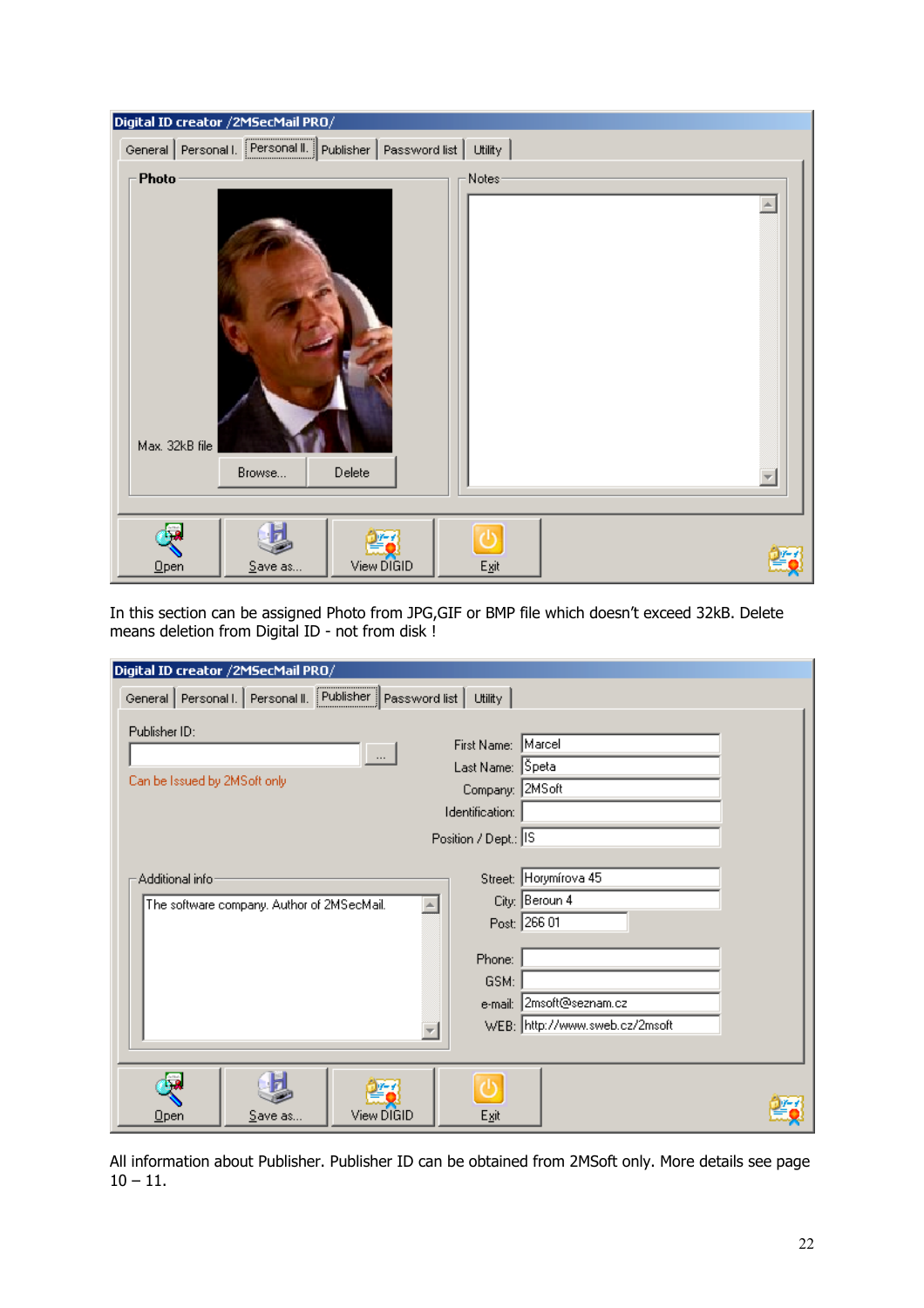In this section can be assigned Photo from JPG,GIF or BMP file which doesn't exceed 32kB. Delete means deletion from Digital ID - not from disk !

All information about Publisher. Publisher ID can be obtained from 2MSoft only. More details see page 10 – 11.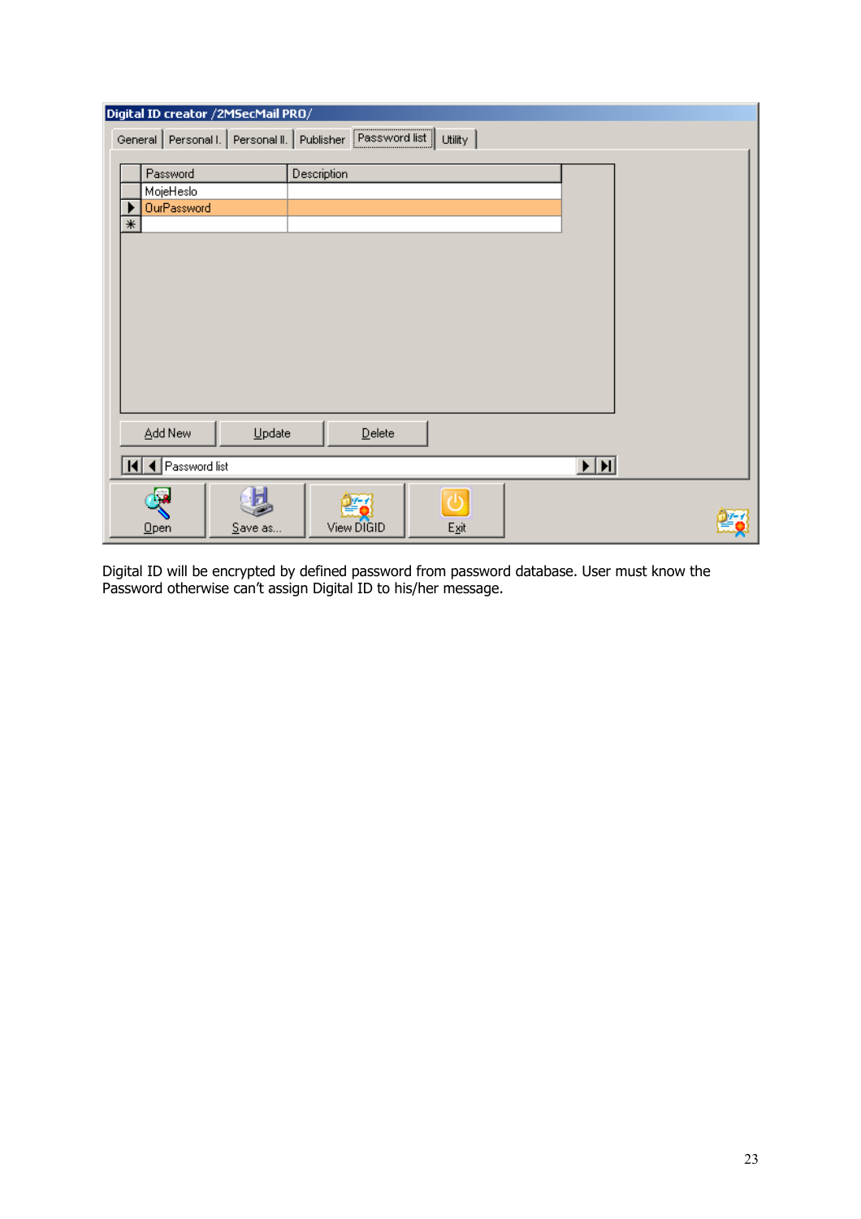Digital ID will be encrypted by defined password from password database. User must know the Password otherwise can't assign Digital ID to his/her message.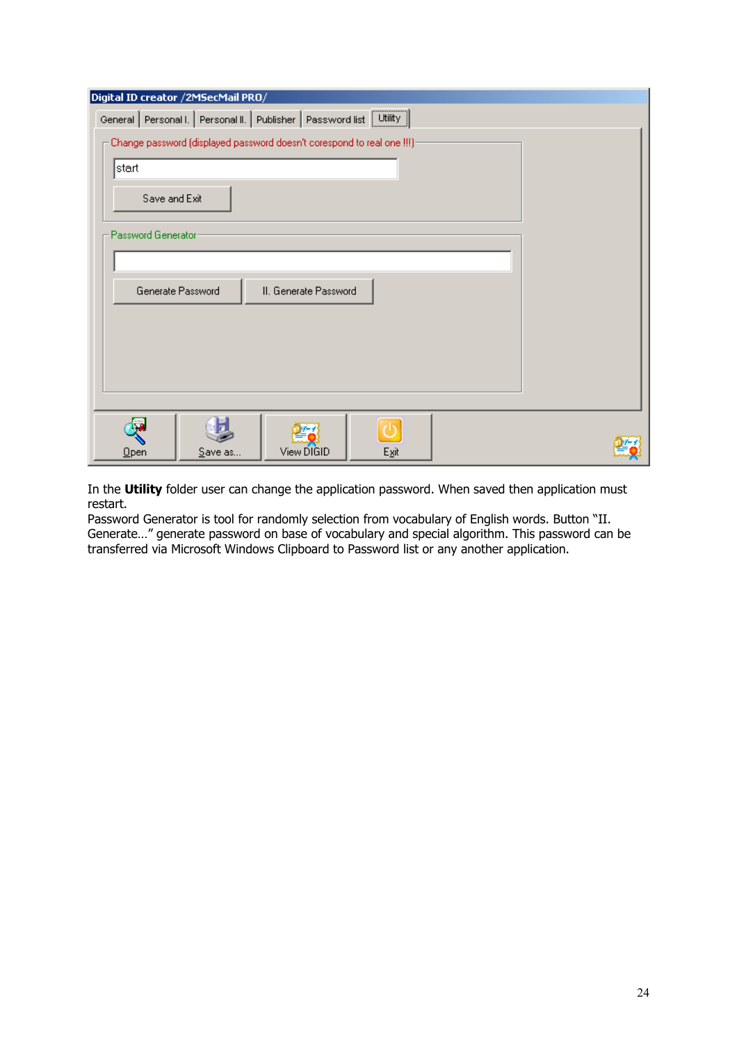In the **Utility** folder user can change the application password. When saved then application must restart.
Password Generator is tool for randomly selection from vocabulary of English words. Button "II. Generate…" generate password on base of vocabulary and special algorithm. This password can be transferred via Microsoft Windows Clipboard to Password list or any another application.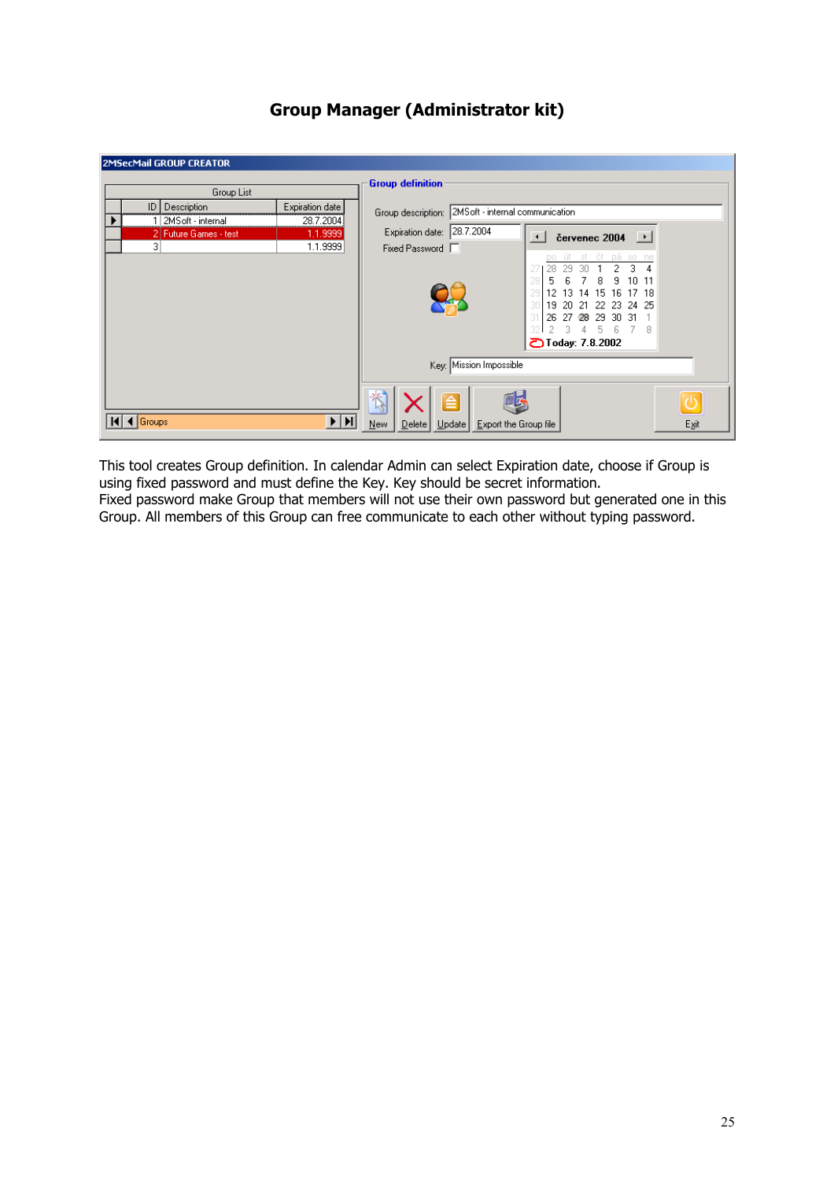## Group Manager (Administrator kit)

This tool creates Group definition. In calendar Admin can select Expiration date, choose if Group is using fixed password and must define the Key. Key should be secret information.
Fixed password make Group that members will not use their own password but generated one in this Group. All members of this Group can free communicate to each other without typing password.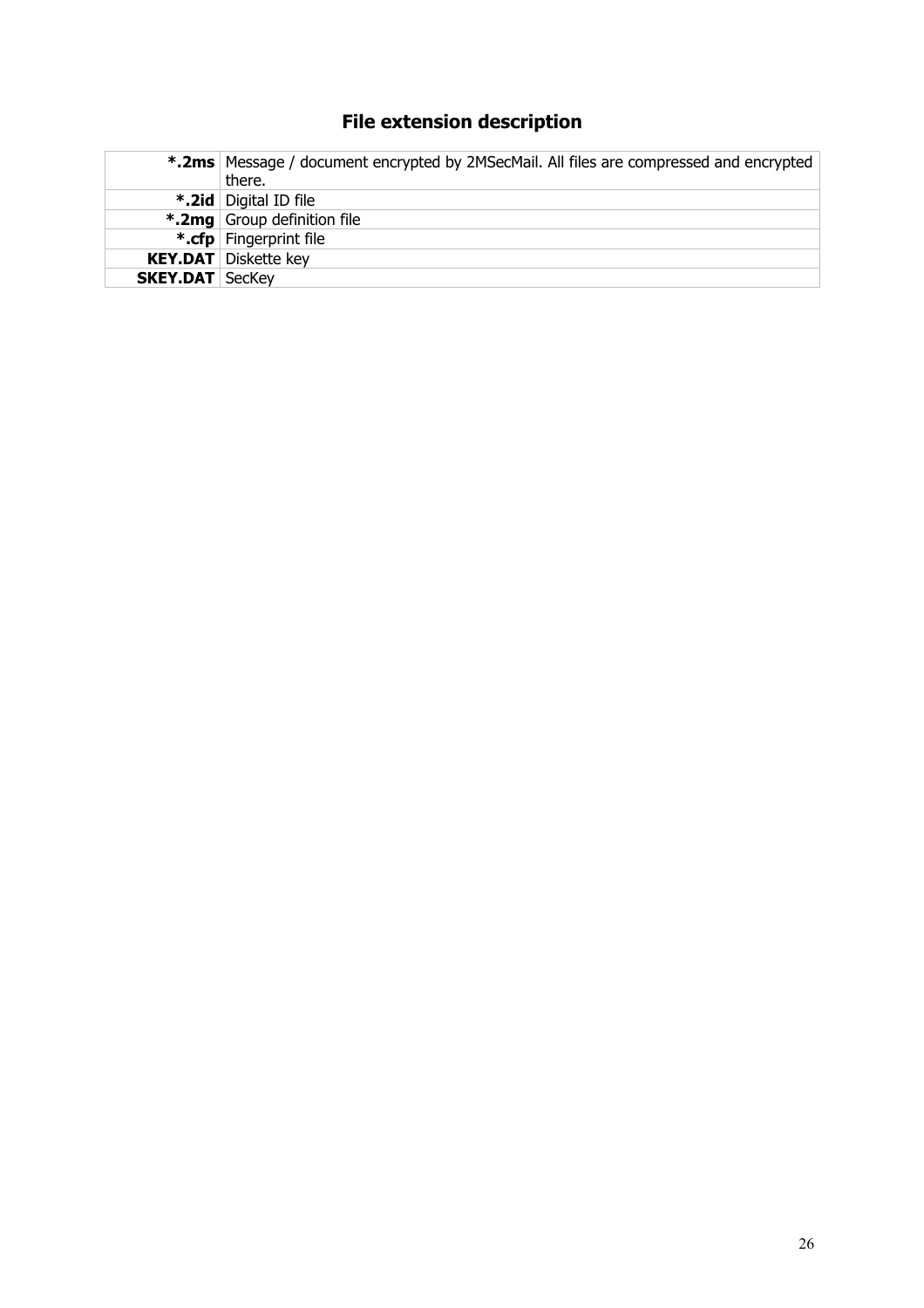# File extension description

| | |
|---|---|
| **\*.2ms** | Message / document encrypted by 2MSecMail. All files are compressed and encrypted there. |
| **\*.2id** | Digital ID file |
| **\*.2mg** | Group definition file |
| **\*.cfp** | Fingerprint file |
| **KEY.DAT** | Diskette key |
| **SKEY.DAT** | SecKey |